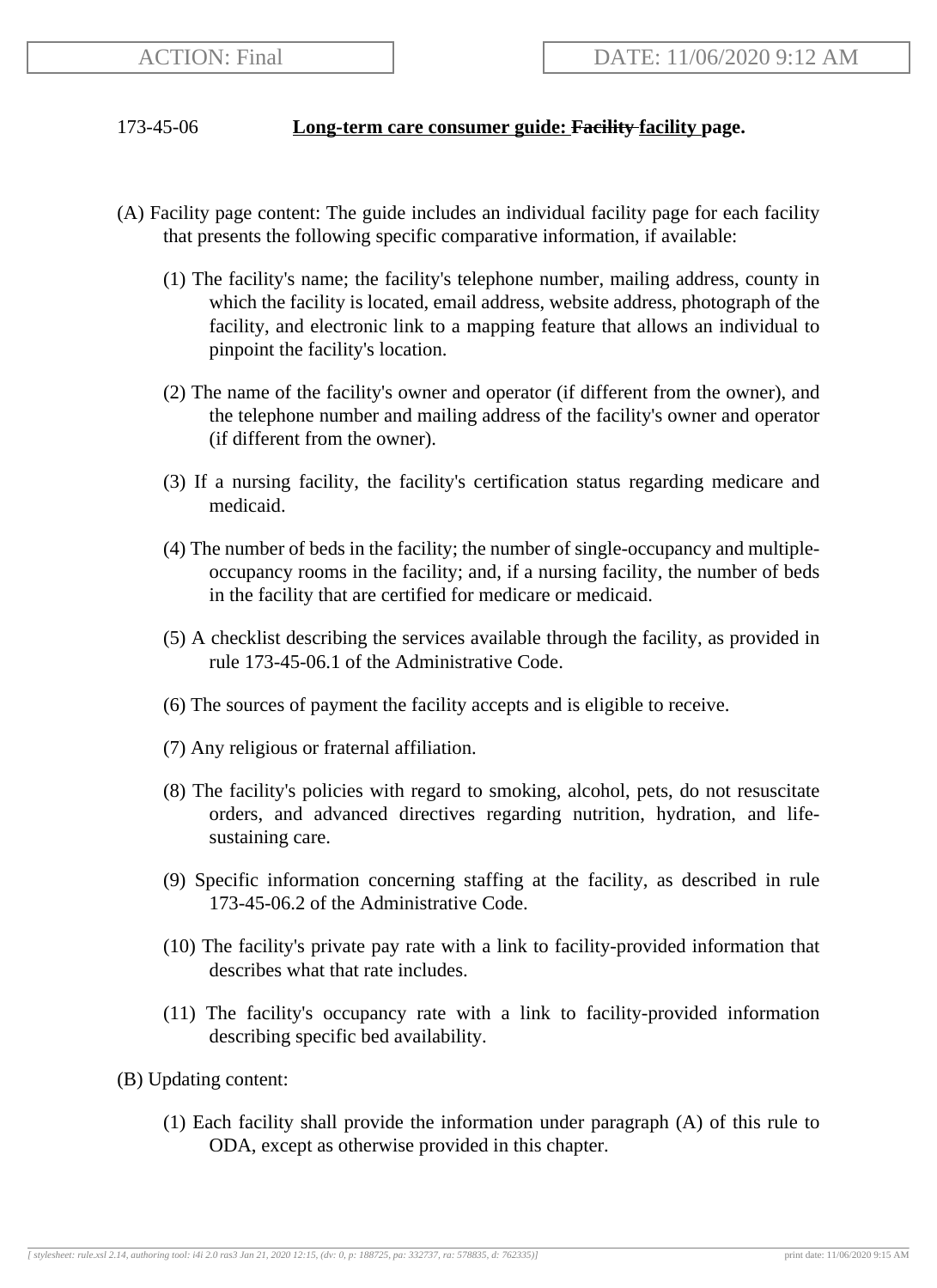ACTION: Final

DATE: 11/06/2020 9:12 AM

173-45-06 **Long-term care consumer guide: ~~Facility~~ facility page.**

(A) Facility page content: The guide includes an individual facility page for each facility that presents the following specific comparative information, if available:

(1) The facility's name; the facility's telephone number, mailing address, county in which the facility is located, email address, website address, photograph of the facility, and electronic link to a mapping feature that allows an individual to pinpoint the facility's location.

(2) The name of the facility's owner and operator (if different from the owner), and the telephone number and mailing address of the facility's owner and operator (if different from the owner).

(3) If a nursing facility, the facility's certification status regarding medicare and medicaid.

(4) The number of beds in the facility; the number of single-occupancy and multiple-occupancy rooms in the facility; and, if a nursing facility, the number of beds in the facility that are certified for medicare or medicaid.

(5) A checklist describing the services available through the facility, as provided in rule 173-45-06.1 of the Administrative Code.

(6) The sources of payment the facility accepts and is eligible to receive.

(7) Any religious or fraternal affiliation.

(8) The facility's policies with regard to smoking, alcohol, pets, do not resuscitate orders, and advanced directives regarding nutrition, hydration, and life-sustaining care.

(9) Specific information concerning staffing at the facility, as described in rule 173-45-06.2 of the Administrative Code.

(10) The facility's private pay rate with a link to facility-provided information that describes what that rate includes.

(11) The facility's occupancy rate with a link to facility-provided information describing specific bed availability.

(B) Updating content:

(1) Each facility shall provide the information under paragraph (A) of this rule to ODA, except as otherwise provided in this chapter.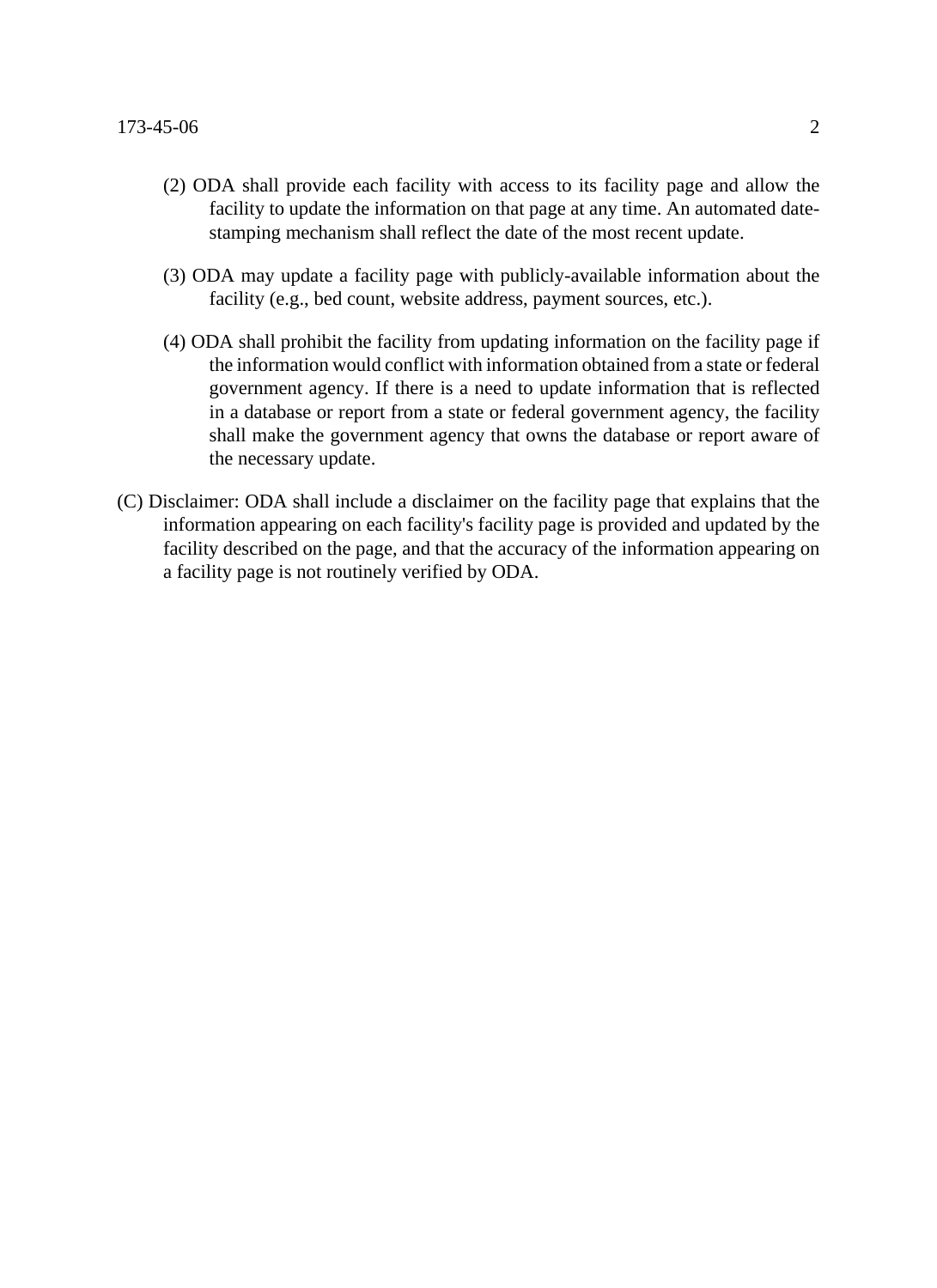(2) ODA shall provide each facility with access to its facility page and allow the facility to update the information on that page at any time. An automated date-stamping mechanism shall reflect the date of the most recent update.

(3) ODA may update a facility page with publicly-available information about the facility (e.g., bed count, website address, payment sources, etc.).

(4) ODA shall prohibit the facility from updating information on the facility page if the information would conflict with information obtained from a state or federal government agency. If there is a need to update information that is reflected in a database or report from a state or federal government agency, the facility shall make the government agency that owns the database or report aware of the necessary update.

(C) Disclaimer: ODA shall include a disclaimer on the facility page that explains that the information appearing on each facility's facility page is provided and updated by the facility described on the page, and that the accuracy of the information appearing on a facility page is not routinely verified by ODA.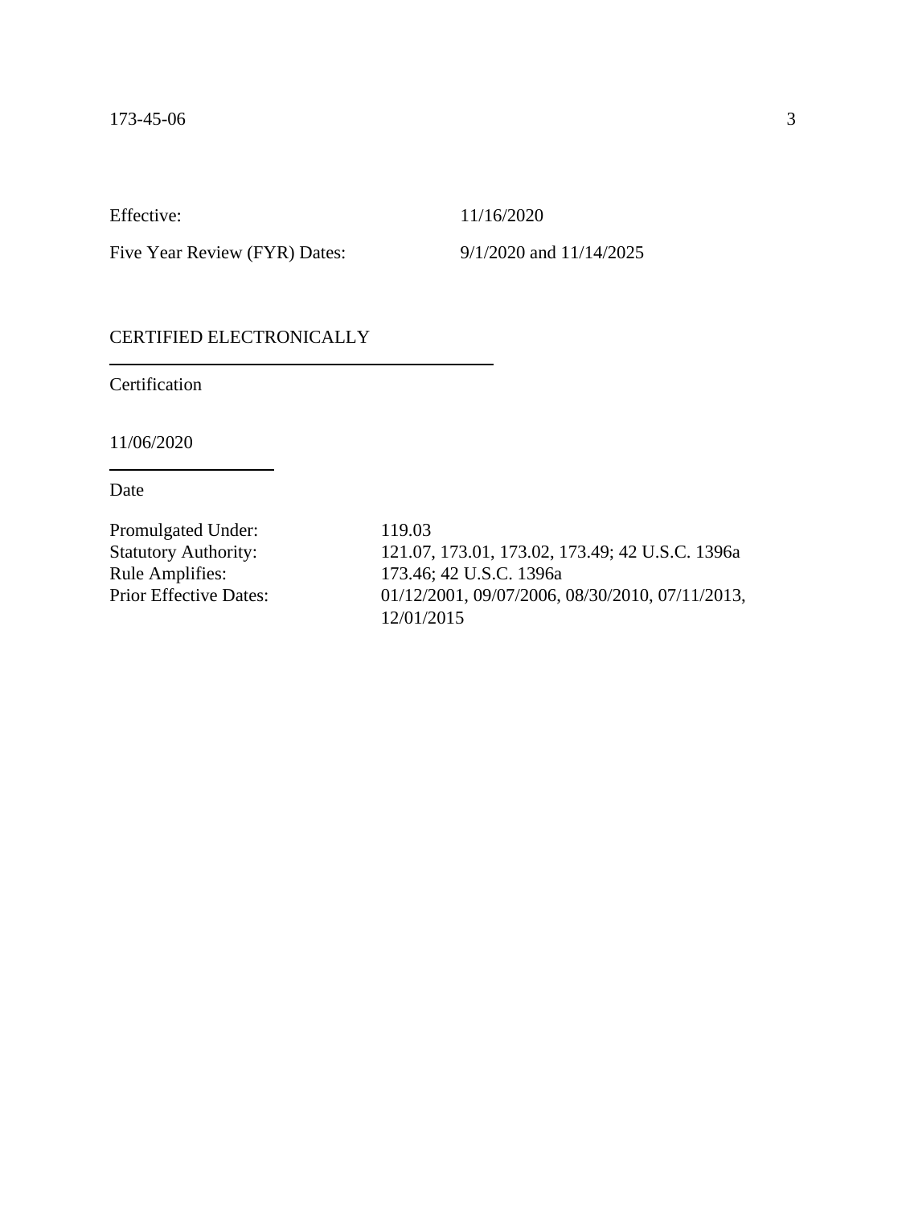Effective: 11/16/2020

Five Year Review (FYR) Dates: 9/1/2020 and 11/14/2025

CERTIFIED ELECTRONICALLY

Certification

11/06/2020

Date

| | |
|---|---|
| Promulgated Under: | 119.03 |
| Statutory Authority: | 121.07, 173.01, 173.02, 173.49; 42 U.S.C. 1396a |
| Rule Amplifies: | 173.46; 42 U.S.C. 1396a |
| Prior Effective Dates: | 01/12/2001, 09/07/2006, 08/30/2010, 07/11/2013, 12/01/2015 |